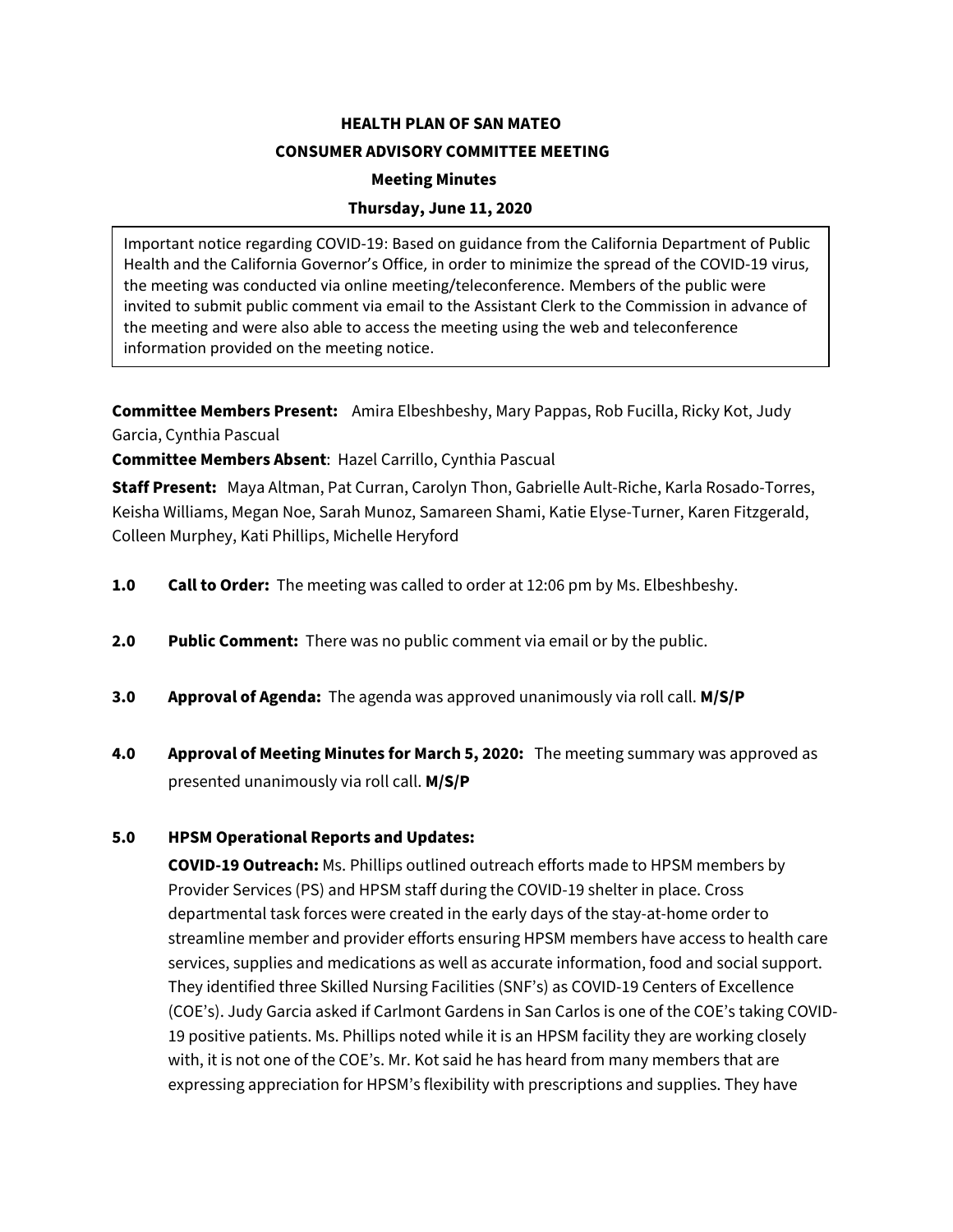**HEALTH PLAN OF SAN MATEO**

**CONSUMER ADVISORY COMMITTEE MEETING**

**Meeting Minutes**

**Thursday, June 11, 2020**

Important notice regarding COVID-19: Based on guidance from the California Department of Public Health and the California Governor's Office, in order to minimize the spread of the COVID-19 virus, the meeting was conducted via online meeting/teleconference. Members of the public were invited to submit public comment via email to the Assistant Clerk to the Commission in advance of the meeting and were also able to access the meeting using the web and teleconference information provided on the meeting notice.

**Committee Members Present:** Amira Elbeshbeshy, Mary Pappas, Rob Fucilla, Ricky Kot, Judy Garcia, Cynthia Pascual

**Committee Members Absent**: Hazel Carrillo, Cynthia Pascual

**Staff Present:** Maya Altman, Pat Curran, Carolyn Thon, Gabrielle Ault-Riche, Karla Rosado-Torres, Keisha Williams, Megan Noe, Sarah Munoz, Samareen Shami, Katie Elyse-Turner, Karen Fitzgerald, Colleen Murphey, Kati Phillips, Michelle Heryford

**1.0 Call to Order:** The meeting was called to order at 12:06 pm by Ms. Elbeshbeshy.

**2.0 Public Comment:** There was no public comment via email or by the public.

**3.0 Approval of Agenda:** The agenda was approved unanimously via roll call. **M/S/P**

**4.0 Approval of Meeting Minutes for March 5, 2020:** The meeting summary was approved as presented unanimously via roll call. **M/S/P**

**5.0 HPSM Operational Reports and Updates:**

**COVID-19 Outreach:** Ms. Phillips outlined outreach efforts made to HPSM members by Provider Services (PS) and HPSM staff during the COVID-19 shelter in place. Cross departmental task forces were created in the early days of the stay-at-home order to streamline member and provider efforts ensuring HPSM members have access to health care services, supplies and medications as well as accurate information, food and social support. They identified three Skilled Nursing Facilities (SNF's) as COVID-19 Centers of Excellence (COE's). Judy Garcia asked if Carlmont Gardens in San Carlos is one of the COE's taking COVID-19 positive patients. Ms. Phillips noted while it is an HPSM facility they are working closely with, it is not one of the COE's. Mr. Kot said he has heard from many members that are expressing appreciation for HPSM's flexibility with prescriptions and supplies. They have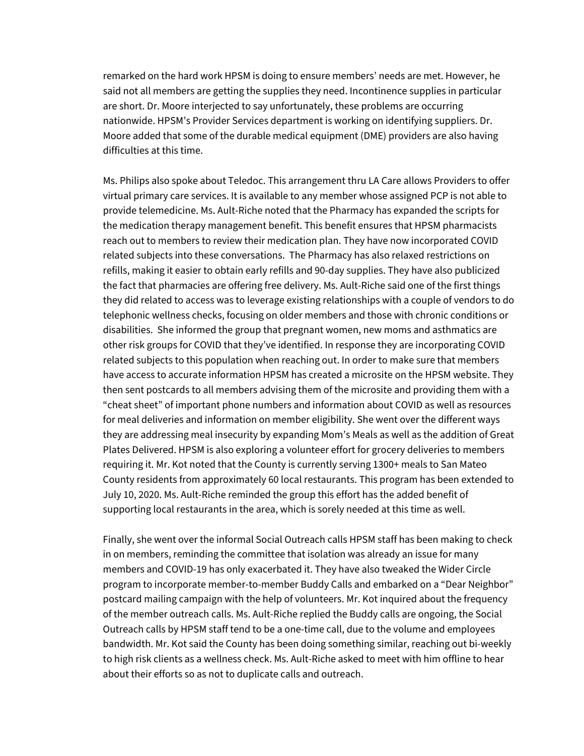remarked on the hard work HPSM is doing to ensure members' needs are met. However, he said not all members are getting the supplies they need. Incontinence supplies in particular are short. Dr. Moore interjected to say unfortunately, these problems are occurring nationwide. HPSM's Provider Services department is working on identifying suppliers. Dr. Moore added that some of the durable medical equipment (DME) providers are also having difficulties at this time.

Ms. Philips also spoke about Teledoc. This arrangement thru LA Care allows Providers to offer virtual primary care services. It is available to any member whose assigned PCP is not able to provide telemedicine. Ms. Ault-Riche noted that the Pharmacy has expanded the scripts for the medication therapy management benefit. This benefit ensures that HPSM pharmacists reach out to members to review their medication plan. They have now incorporated COVID related subjects into these conversations. The Pharmacy has also relaxed restrictions on refills, making it easier to obtain early refills and 90-day supplies. They have also publicized the fact that pharmacies are offering free delivery. Ms. Ault-Riche said one of the first things they did related to access was to leverage existing relationships with a couple of vendors to do telephonic wellness checks, focusing on older members and those with chronic conditions or disabilities. She informed the group that pregnant women, new moms and asthmatics are other risk groups for COVID that they've identified. In response they are incorporating COVID related subjects to this population when reaching out. In order to make sure that members have access to accurate information HPSM has created a microsite on the HPSM website. They then sent postcards to all members advising them of the microsite and providing them with a "cheat sheet" of important phone numbers and information about COVID as well as resources for meal deliveries and information on member eligibility. She went over the different ways they are addressing meal insecurity by expanding Mom's Meals as well as the addition of Great Plates Delivered. HPSM is also exploring a volunteer effort for grocery deliveries to members requiring it. Mr. Kot noted that the County is currently serving 1300+ meals to San Mateo County residents from approximately 60 local restaurants. This program has been extended to July 10, 2020. Ms. Ault-Riche reminded the group this effort has the added benefit of supporting local restaurants in the area, which is sorely needed at this time as well.

Finally, she went over the informal Social Outreach calls HPSM staff has been making to check in on members, reminding the committee that isolation was already an issue for many members and COVID-19 has only exacerbated it. They have also tweaked the Wider Circle program to incorporate member-to-member Buddy Calls and embarked on a "Dear Neighbor" postcard mailing campaign with the help of volunteers. Mr. Kot inquired about the frequency of the member outreach calls. Ms. Ault-Riche replied the Buddy calls are ongoing, the Social Outreach calls by HPSM staff tend to be a one-time call, due to the volume and employees bandwidth. Mr. Kot said the County has been doing something similar, reaching out bi-weekly to high risk clients as a wellness check. Ms. Ault-Riche asked to meet with him offline to hear about their efforts so as not to duplicate calls and outreach.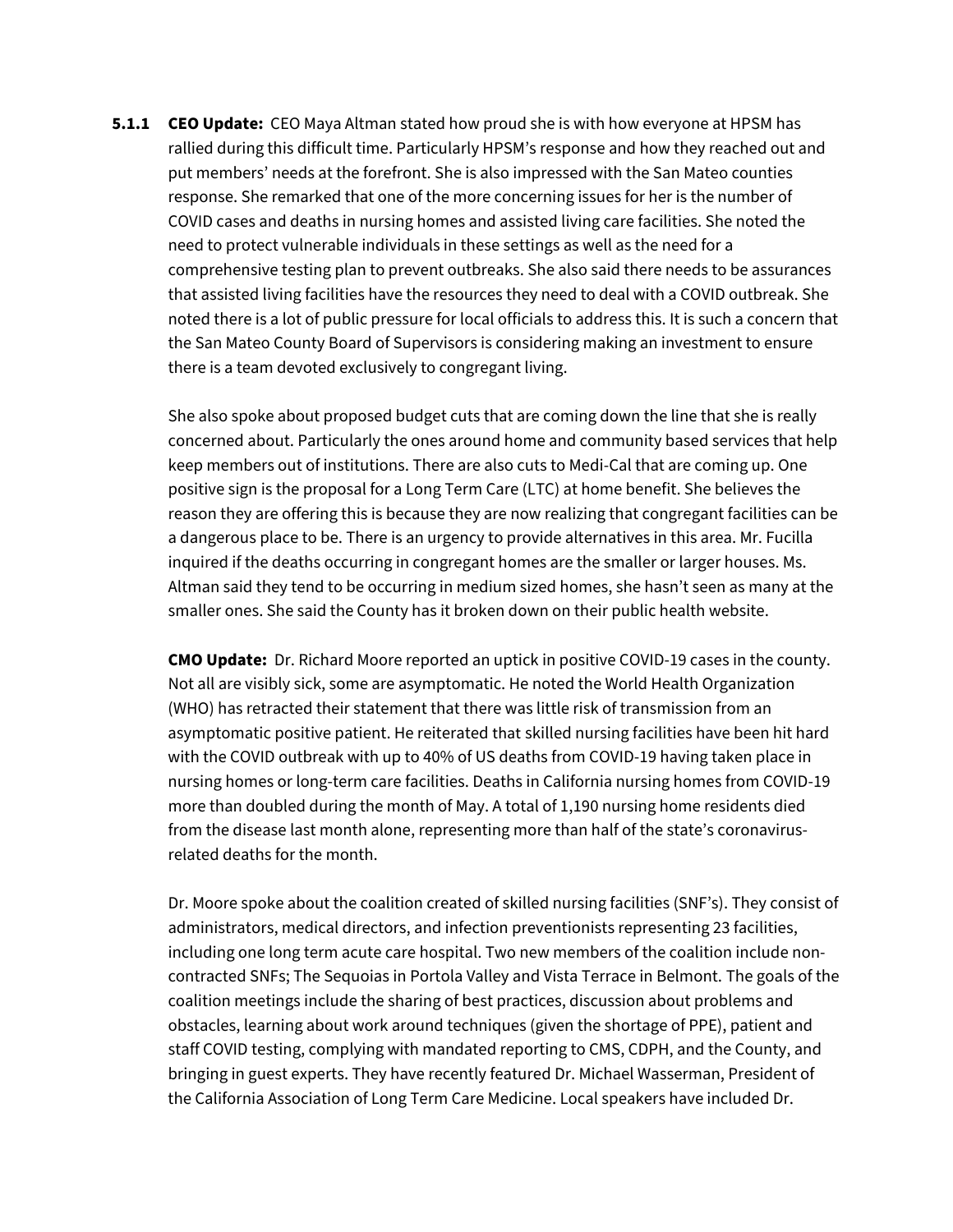**5.1.1** **CEO Update:** CEO Maya Altman stated how proud she is with how everyone at HPSM has rallied during this difficult time. Particularly HPSM's response and how they reached out and put members' needs at the forefront. She is also impressed with the San Mateo counties response. She remarked that one of the more concerning issues for her is the number of COVID cases and deaths in nursing homes and assisted living care facilities. She noted the need to protect vulnerable individuals in these settings as well as the need for a comprehensive testing plan to prevent outbreaks. She also said there needs to be assurances that assisted living facilities have the resources they need to deal with a COVID outbreak. She noted there is a lot of public pressure for local officials to address this. It is such a concern that the San Mateo County Board of Supervisors is considering making an investment to ensure there is a team devoted exclusively to congregant living.

She also spoke about proposed budget cuts that are coming down the line that she is really concerned about. Particularly the ones around home and community based services that help keep members out of institutions. There are also cuts to Medi-Cal that are coming up. One positive sign is the proposal for a Long Term Care (LTC) at home benefit. She believes the reason they are offering this is because they are now realizing that congregant facilities can be a dangerous place to be. There is an urgency to provide alternatives in this area. Mr. Fucilla inquired if the deaths occurring in congregant homes are the smaller or larger houses. Ms. Altman said they tend to be occurring in medium sized homes, she hasn't seen as many at the smaller ones. She said the County has it broken down on their public health website.

**CMO Update:** Dr. Richard Moore reported an uptick in positive COVID-19 cases in the county. Not all are visibly sick, some are asymptomatic. He noted the World Health Organization (WHO) has retracted their statement that there was little risk of transmission from an asymptomatic positive patient. He reiterated that skilled nursing facilities have been hit hard with the COVID outbreak with up to 40% of US deaths from COVID-19 having taken place in nursing homes or long-term care facilities. Deaths in California nursing homes from COVID-19 more than doubled during the month of May. A total of 1,190 nursing home residents died from the disease last month alone, representing more than half of the state's coronavirus-related deaths for the month.

Dr. Moore spoke about the coalition created of skilled nursing facilities (SNF's). They consist of administrators, medical directors, and infection preventionists representing 23 facilities, including one long term acute care hospital. Two new members of the coalition include non-contracted SNFs; The Sequoias in Portola Valley and Vista Terrace in Belmont. The goals of the coalition meetings include the sharing of best practices, discussion about problems and obstacles, learning about work around techniques (given the shortage of PPE), patient and staff COVID testing, complying with mandated reporting to CMS, CDPH, and the County, and bringing in guest experts. They have recently featured Dr. Michael Wasserman, President of the California Association of Long Term Care Medicine. Local speakers have included Dr.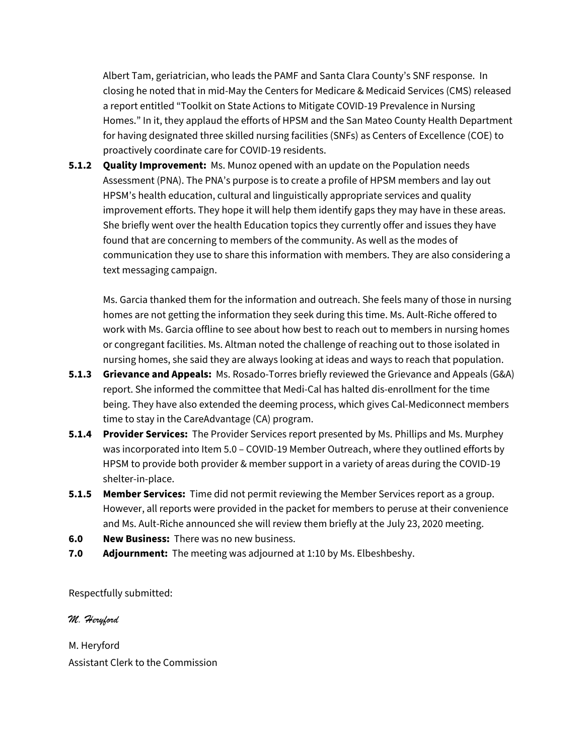Albert Tam, geriatrician, who leads the PAMF and Santa Clara County's SNF response. In closing he noted that in mid-May the Centers for Medicare & Medicaid Services (CMS) released a report entitled "Toolkit on State Actions to Mitigate COVID-19 Prevalence in Nursing Homes." In it, they applaud the efforts of HPSM and the San Mateo County Health Department for having designated three skilled nursing facilities (SNFs) as Centers of Excellence (COE) to proactively coordinate care for COVID-19 residents.

**5.1.2 Quality Improvement:** Ms. Munoz opened with an update on the Population needs Assessment (PNA). The PNA's purpose is to create a profile of HPSM members and lay out HPSM's health education, cultural and linguistically appropriate services and quality improvement efforts. They hope it will help them identify gaps they may have in these areas. She briefly went over the health Education topics they currently offer and issues they have found that are concerning to members of the community. As well as the modes of communication they use to share this information with members. They are also considering a text messaging campaign.

Ms. Garcia thanked them for the information and outreach. She feels many of those in nursing homes are not getting the information they seek during this time. Ms. Ault-Riche offered to work with Ms. Garcia offline to see about how best to reach out to members in nursing homes or congregant facilities. Ms. Altman noted the challenge of reaching out to those isolated in nursing homes, she said they are always looking at ideas and ways to reach that population.

**5.1.3 Grievance and Appeals:** Ms. Rosado-Torres briefly reviewed the Grievance and Appeals (G&A) report. She informed the committee that Medi-Cal has halted dis-enrollment for the time being. They have also extended the deeming process, which gives Cal-Mediconnect members time to stay in the CareAdvantage (CA) program.

**5.1.4 Provider Services:** The Provider Services report presented by Ms. Phillips and Ms. Murphey was incorporated into Item 5.0 – COVID-19 Member Outreach, where they outlined efforts by HPSM to provide both provider & member support in a variety of areas during the COVID-19 shelter-in-place.

**5.1.5 Member Services:** Time did not permit reviewing the Member Services report as a group. However, all reports were provided in the packet for members to peruse at their convenience and Ms. Ault-Riche announced she will review them briefly at the July 23, 2020 meeting.

**6.0 New Business:** There was no new business.

**7.0 Adjournment:** The meeting was adjourned at 1:10 by Ms. Elbeshbeshy.

Respectfully submitted:

*M. Heryford*

M. Heryford
Assistant Clerk to the Commission